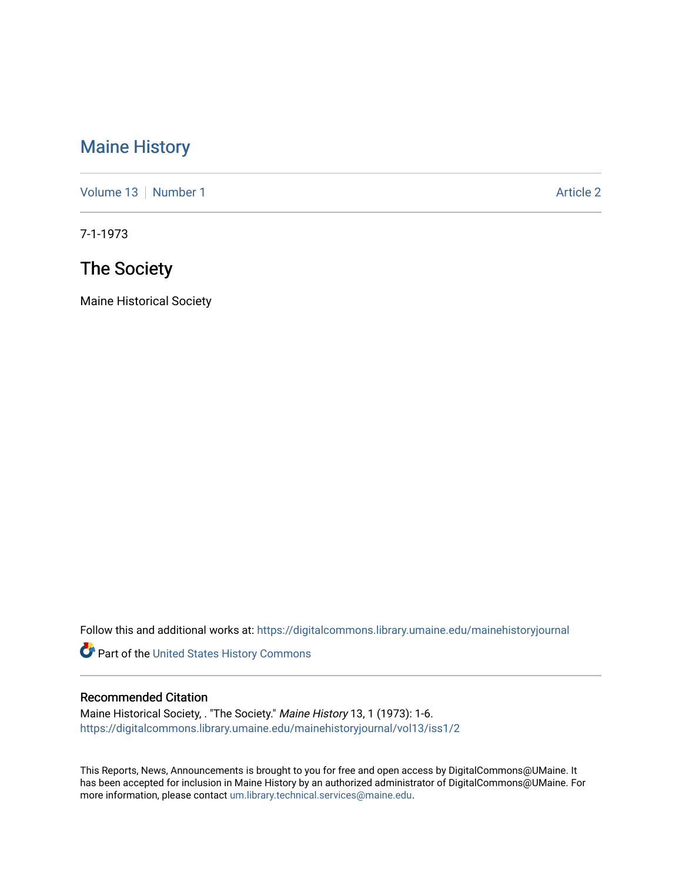# Maine History

Volume 13 | Number 1 | Article 2

7-1-1973

## The Society

Maine Historical Society

Follow this and additional works at: https://digitalcommons.library.umaine.edu/mainehistoryjournal

Part of the United States History Commons

### Recommended Citation

Maine Historical Society, . "The Society." *Maine History* 13, 1 (1973): 1-6.
https://digitalcommons.library.umaine.edu/mainehistoryjournal/vol13/iss1/2

This Reports, News, Announcements is brought to you for free and open access by DigitalCommons@UMaine. It has been accepted for inclusion in Maine History by an authorized administrator of DigitalCommons@UMaine. For more information, please contact um.library.technical.services@maine.edu.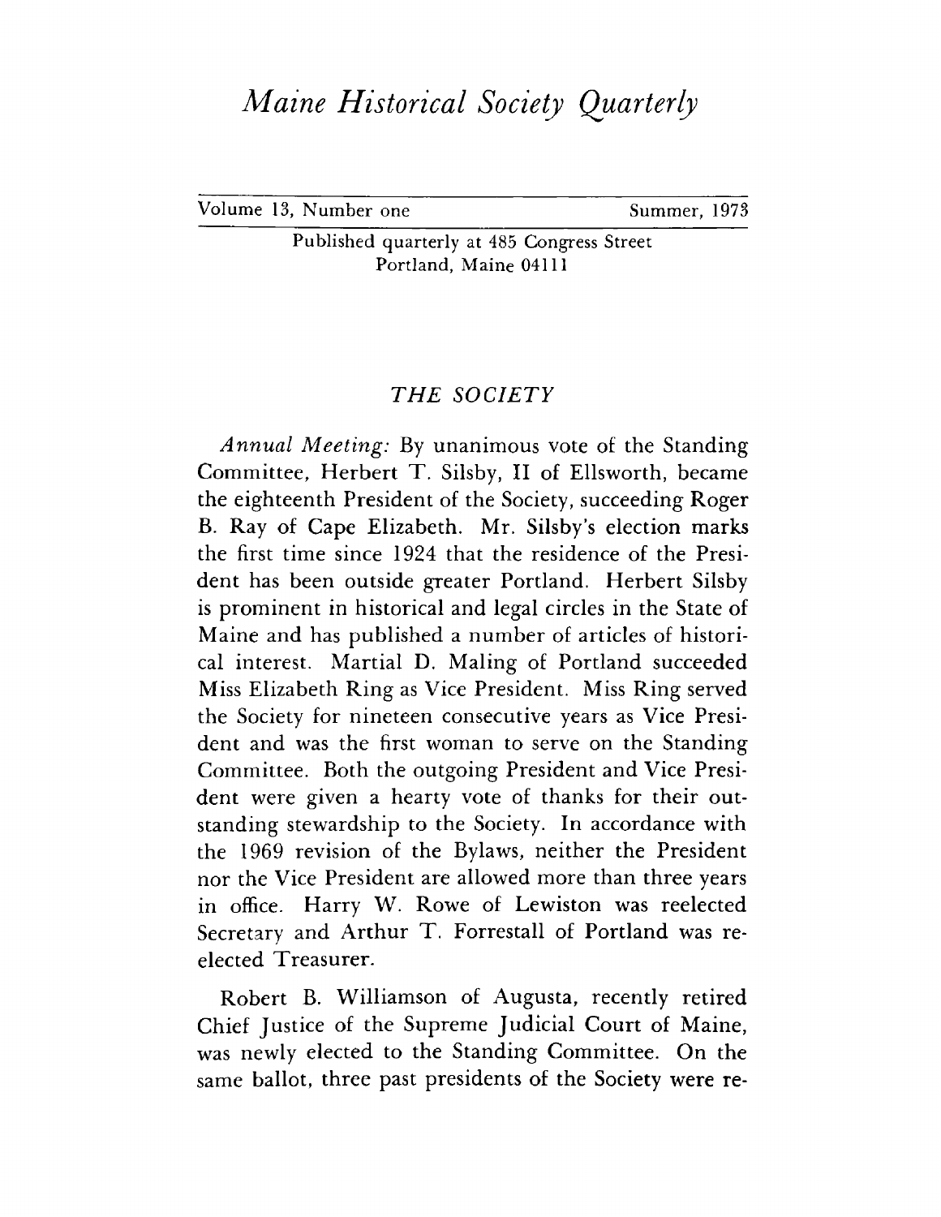# *Maine Historical Society Quarterly*

Volume 13, Number one Summer, 1973

Published quarterly at 485 Congress Street
Portland, Maine 04111

## *THE SOCIETY*

*Annual Meeting:* By unanimous vote of the Standing Committee, Herbert T. Silsby, II of Ellsworth, became the eighteenth President of the Society, succeeding Roger B. Ray of Cape Elizabeth. Mr. Silsby's election marks the first time since 1924 that the residence of the President has been outside greater Portland. Herbert Silsby is prominent in historical and legal circles in the State of Maine and has published a number of articles of historical interest. Martial D. Maling of Portland succeeded Miss Elizabeth Ring as Vice President. Miss Ring served the Society for nineteen consecutive years as Vice President and was the first woman to serve on the Standing Committee. Both the outgoing President and Vice President were given a hearty vote of thanks for their outstanding stewardship to the Society. In accordance with the 1969 revision of the Bylaws, neither the President nor the Vice President are allowed more than three years in office. Harry W. Rowe of Lewiston was reelected Secretary and Arthur T. Forrestall of Portland was reelected Treasurer.

Robert B. Williamson of Augusta, recently retired Chief Justice of the Supreme Judicial Court of Maine, was newly elected to the Standing Committee. On the same ballot, three past presidents of the Society were re-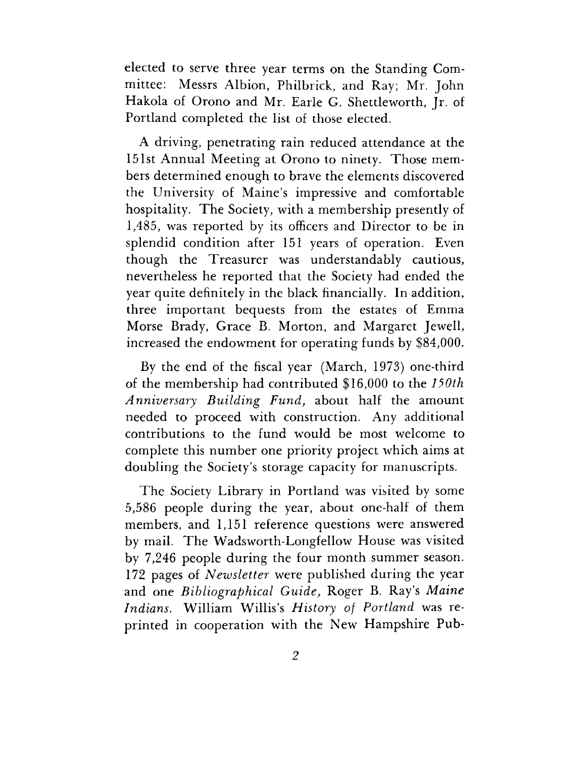elected to serve three year terms on the Standing Committee: Messrs Albion, Philbrick, and Ray; Mr. John Hakola of Orono and Mr. Earle G. Shettleworth, Jr. of Portland completed the list of those elected.

A driving, penetrating rain reduced attendance at the 151st Annual Meeting at Orono to ninety. Those members determined enough to brave the elements discovered the University of Maine's impressive and comfortable hospitality. The Society, with a membership presently of 1,485, was reported by its officers and Director to be in splendid condition after 151 years of operation. Even though the Treasurer was understandably cautious, nevertheless he reported that the Society had ended the year quite definitely in the black financially. In addition, three important bequests from the estates of Emma Morse Brady, Grace B. Morton, and Margaret Jewell, increased the endowment for operating funds by $84,000.

By the end of the fiscal year (March, 1973) one-third of the membership had contributed $16,000 to the *150th Anniversary Building Fund,* about half the amount needed to proceed with construction. Any additional contributions to the fund would be most welcome to complete this number one priority project which aims at doubling the Society's storage capacity for manuscripts.

The Society Library in Portland was visited by some 5,586 people during the year, about one-half of them members, and 1,151 reference questions were answered by mail. The Wadsworth-Longfellow House was visited by 7,246 people during the four month summer season. 172 pages of *Newsletter* were published during the year and one *Bibliographical Guide,* Roger B. Ray's *Maine Indians.* William Willis's *History of Portland* was reprinted in cooperation with the New Hampshire Pub-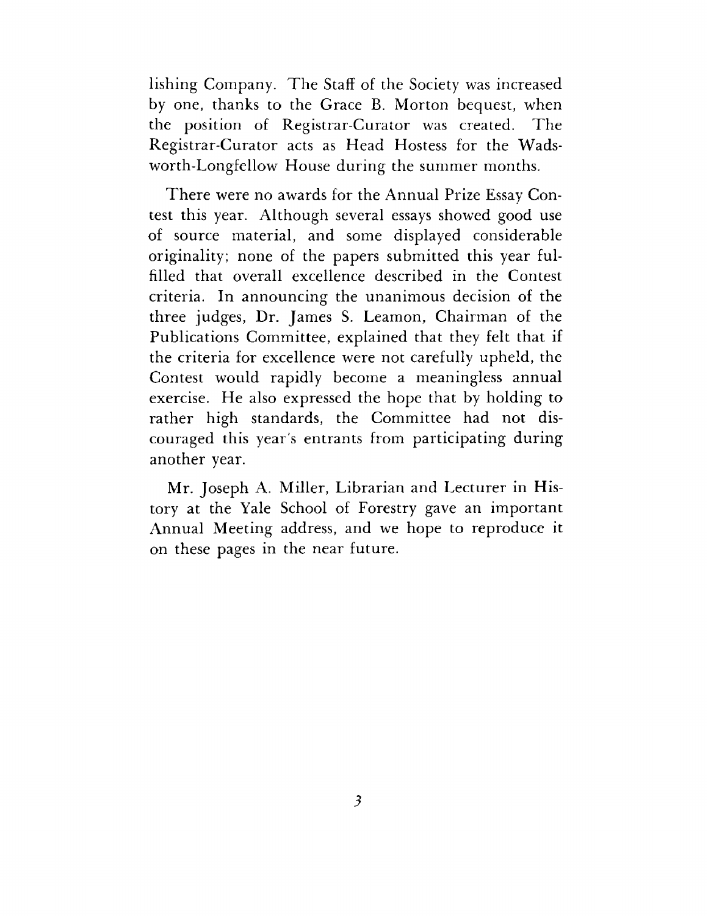lishing Company. The Staff of the Society was increased by one, thanks to the Grace B. Morton bequest, when the position of Registrar-Curator was created. The Registrar-Curator acts as Head Hostess for the Wadsworth-Longfellow House during the summer months.

There were no awards for the Annual Prize Essay Contest this year. Although several essays showed good use of source material, and some displayed considerable originality; none of the papers submitted this year fulfilled that overall excellence described in the Contest criteria. In announcing the unanimous decision of the three judges, Dr. James S. Leamon, Chairman of the Publications Committee, explained that they felt that if the criteria for excellence were not carefully upheld, the Contest would rapidly become a meaningless annual exercise. He also expressed the hope that by holding to rather high standards, the Committee had not discouraged this year's entrants from participating during another year.

Mr. Joseph A. Miller, Librarian and Lecturer in History at the Yale School of Forestry gave an important Annual Meeting address, and we hope to reproduce it on these pages in the near future.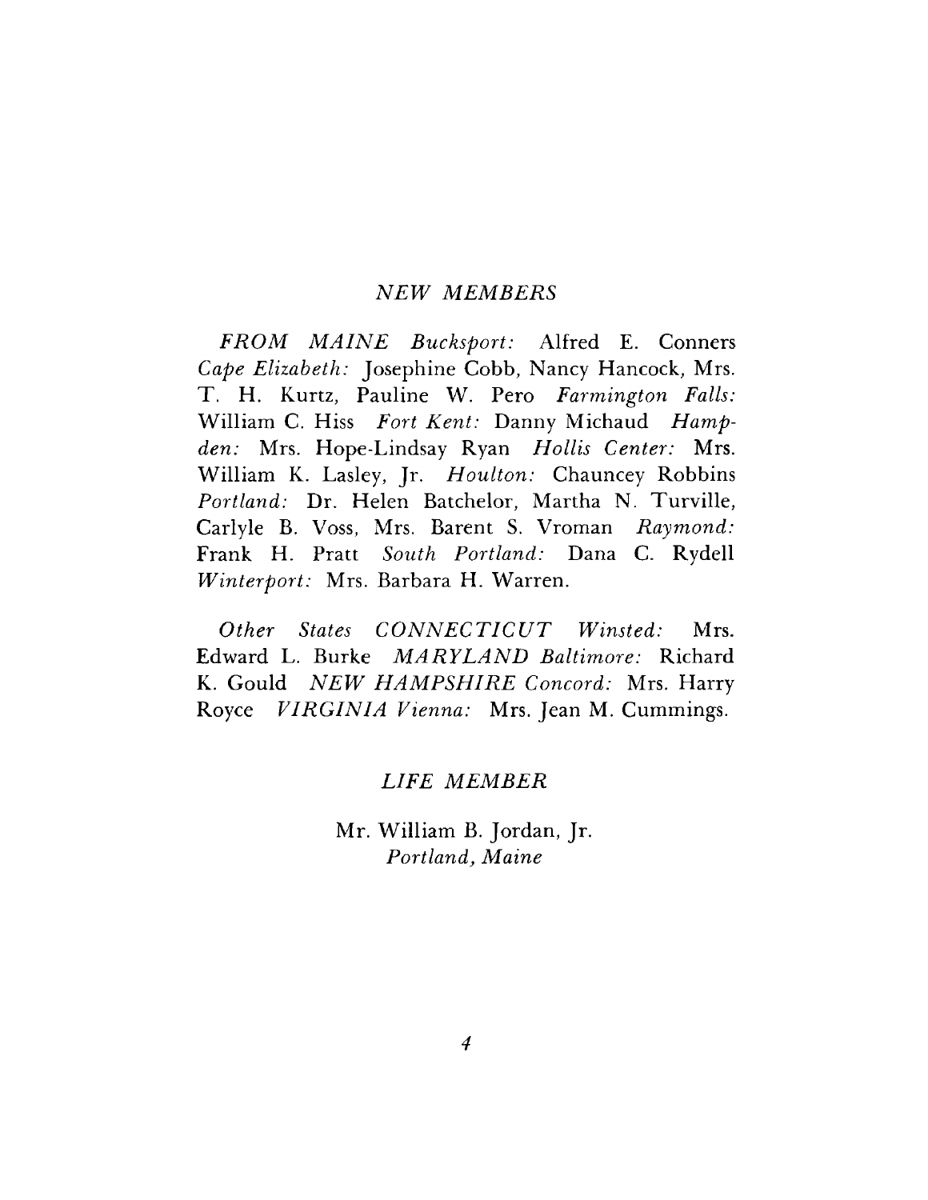## *NEW MEMBERS*

*FROM MAINE Bucksport:* Alfred E. Conners *Cape Elizabeth:* Josephine Cobb, Nancy Hancock, Mrs. T. H. Kurtz, Pauline W. Pero *Farmington Falls:* William C. Hiss *Fort Kent:* Danny Michaud *Hampden:* Mrs. Hope-Lindsay Ryan *Hollis Center:* Mrs. William K. Lasley, Jr. *Houlton:* Chauncey Robbins *Portland:* Dr. Helen Batchelor, Martha N. Turville, Carlyle B. Voss, Mrs. Barent S. Vroman *Raymond:* Frank H. Pratt *South Portland:* Dana C. Rydell *Winterport:* Mrs. Barbara H. Warren.

*Other States CONNECTICUT Winsted:* Mrs. Edward L. Burke *MARYLAND Baltimore:* Richard K. Gould *NEW HAMPSHIRE Concord:* Mrs. Harry Royce *VIRGINIA Vienna:* Mrs. Jean M. Cummings.

## *LIFE MEMBER*

Mr. William B. Jordan, Jr.
*Portland, Maine*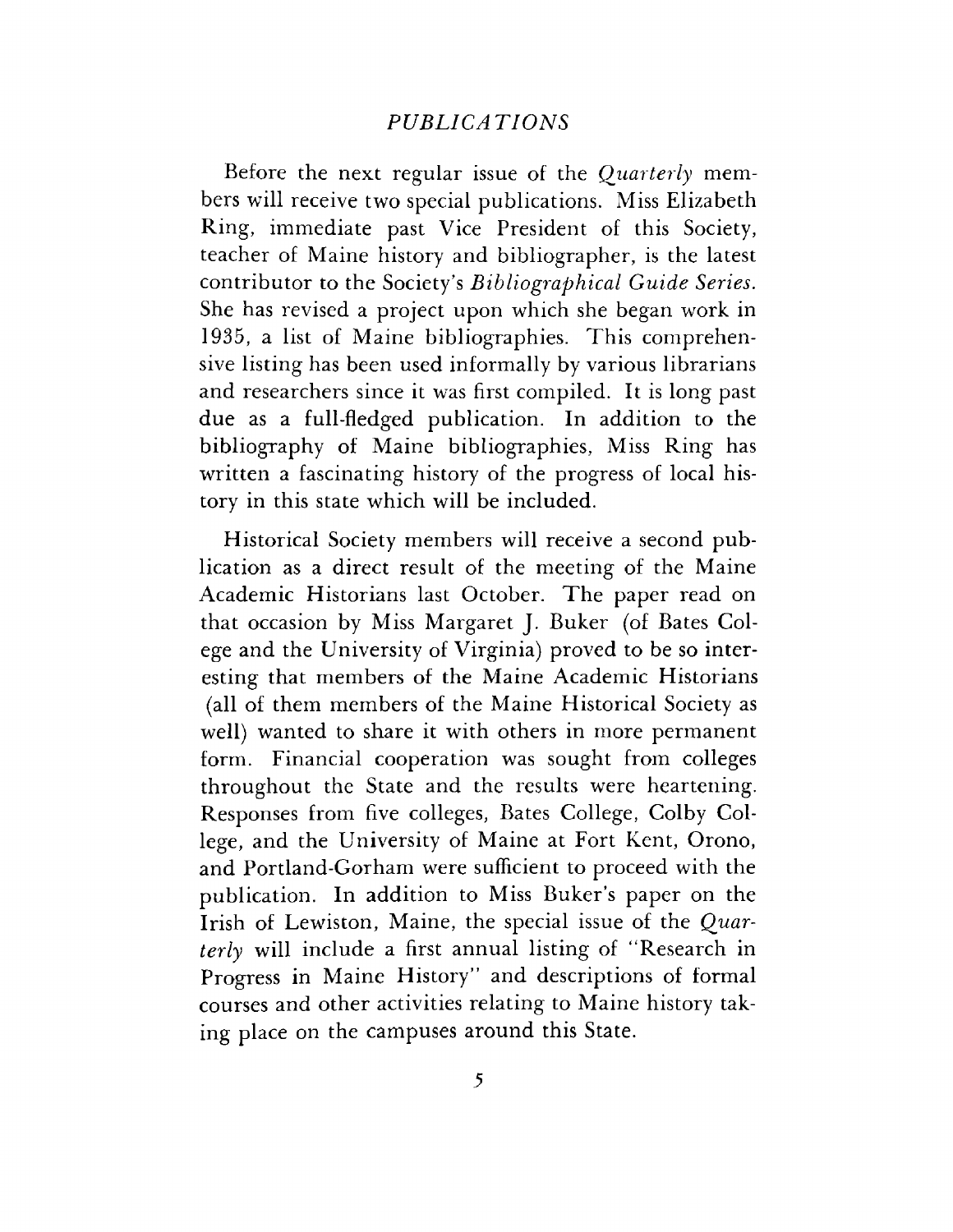## *PUBLICATIONS*

Before the next regular issue of the *Quarterly* members will receive two special publications. Miss Elizabeth Ring, immediate past Vice President of this Society, teacher of Maine history and bibliographer, is the latest contributor to the Society's *Bibliographical Guide Series.* She has revised a project upon which she began work in 1935, a list of Maine bibliographies. This comprehensive listing has been used informally by various librarians and researchers since it was first compiled. It is long past due as a full-fledged publication. In addition to the bibliography of Maine bibliographies, Miss Ring has written a fascinating history of the progress of local history in this state which will be included.

Historical Society members will receive a second publication as a direct result of the meeting of the Maine Academic Historians last October. The paper read on that occasion by Miss Margaret J. Buker (of Bates College and the University of Virginia) proved to be so interesting that members of the Maine Academic Historians (all of them members of the Maine Historical Society as well) wanted to share it with others in more permanent form. Financial cooperation was sought from colleges throughout the State and the results were heartening. Responses from five colleges, Bates College, Colby College, and the University of Maine at Fort Kent, Orono, and Portland-Gorham were sufficient to proceed with the publication. In addition to Miss Buker's paper on the Irish of Lewiston, Maine, the special issue of the *Quarterly* will include a first annual listing of "Research in Progress in Maine History" and descriptions of formal courses and other activities relating to Maine history taking place on the campuses around this State.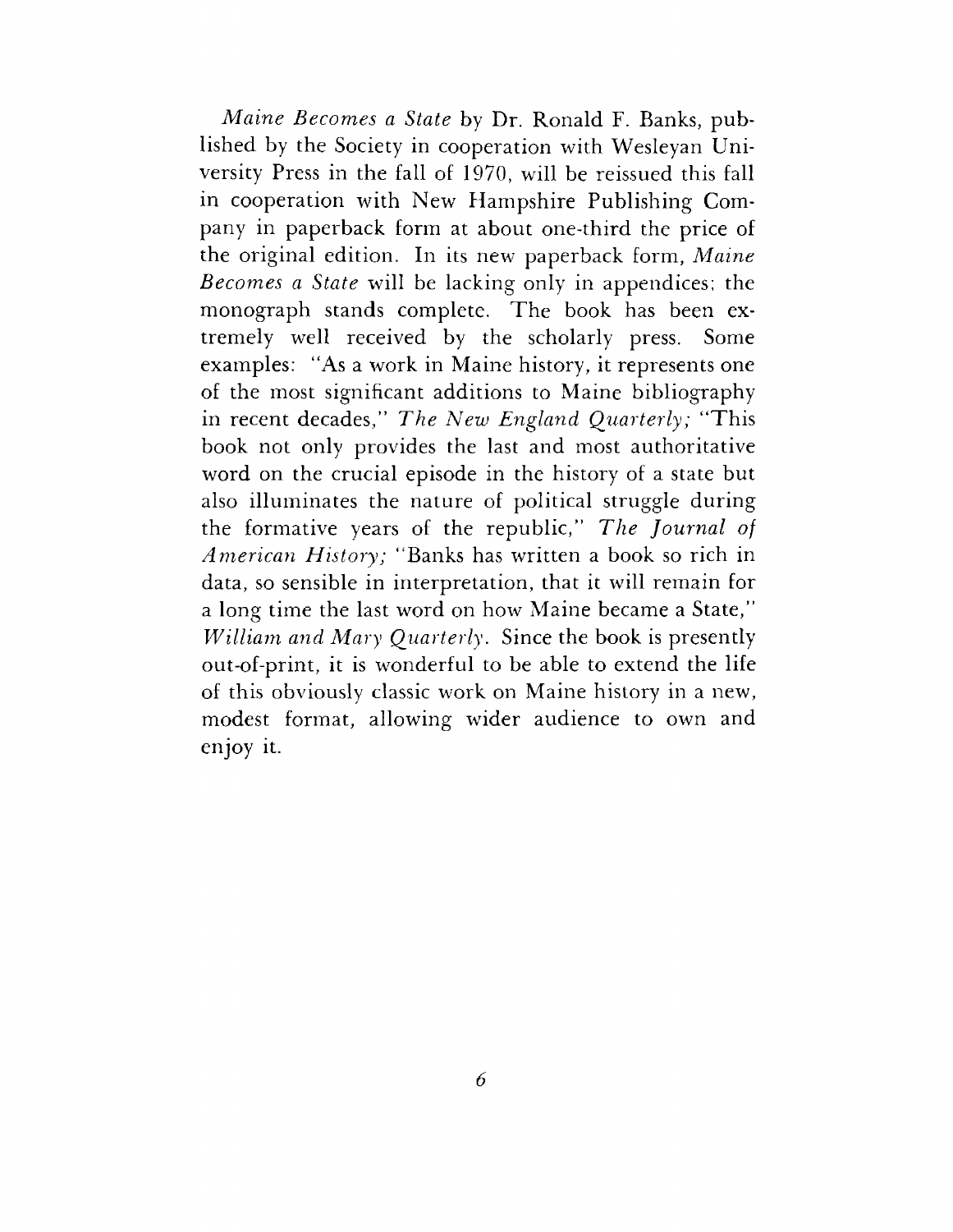*Maine Becomes a State* by Dr. Ronald F. Banks, published by the Society in cooperation with Wesleyan University Press in the fall of 1970, will be reissued this fall in cooperation with New Hampshire Publishing Company in paperback form at about one-third the price of the original edition. In its new paperback form, *Maine Becomes a State* will be lacking only in appendices; the monograph stands complete. The book has been extremely well received by the scholarly press. Some examples: "As a work in Maine history, it represents one of the most significant additions to Maine bibliography in recent decades," *The New England Quarterly;* "This book not only provides the last and most authoritative word on the crucial episode in the history of a state but also illuminates the nature of political struggle during the formative years of the republic," *The Journal of American History;* "Banks has written a book so rich in data, so sensible in interpretation, that it will remain for a long time the last word on how Maine became a State," *William and Mary Quarterly.* Since the book is presently out-of-print, it is wonderful to be able to extend the life of this obviously classic work on Maine history in a new, modest format, allowing wider audience to own and enjoy it.